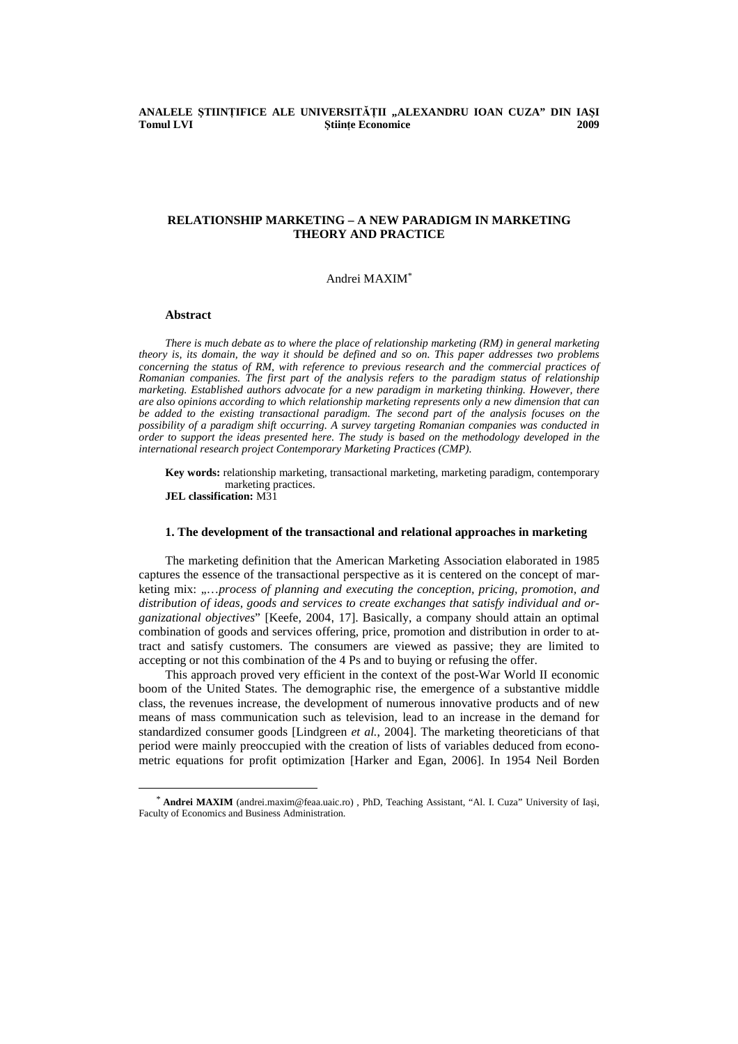# RELATIONSHIP MARKETING – A NEW PARADIGM IN MARKETING THEORY AND PRACTICE

Andrei MAXIM*

**Abstract**

*There is much debate as to where the place of relationship marketing (RM) in general marketing theory is, its domain, the way it should be defined and so on. This paper addresses two problems concerning the status of RM, with reference to previous research and the commercial practices of Romanian companies. The first part of the analysis refers to the paradigm status of relationship marketing. Established authors advocate for a new paradigm in marketing thinking. However, there are also opinions according to which relationship marketing represents only a new dimension that can be added to the existing transactional paradigm. The second part of the analysis focuses on the possibility of a paradigm shift occurring. A survey targeting Romanian companies was conducted in order to support the ideas presented here. The study is based on the methodology developed in the international research project Contemporary Marketing Practices (CMP).*

**Key words:** relationship marketing, transactional marketing, marketing paradigm, contemporary marketing practices.
**JEL classification:** M31

## 1. The development of the transactional and relational approaches in marketing

The marketing definition that the American Marketing Association elaborated in 1985 captures the essence of the transactional perspective as it is centered on the concept of marketing mix: „*…process of planning and executing the conception, pricing, promotion, and distribution of ideas, goods and services to create exchanges that satisfy individual and organizational objectives*" [Keefe, 2004, 17]. Basically, a company should attain an optimal combination of goods and services offering, price, promotion and distribution in order to attract and satisfy customers. The consumers are viewed as passive; they are limited to accepting or not this combination of the 4 Ps and to buying or refusing the offer.

This approach proved very efficient in the context of the post-War World II economic boom of the United States. The demographic rise, the emergence of a substantive middle class, the revenues increase, the development of numerous innovative products and of new means of mass communication such as television, lead to an increase in the demand for standardized consumer goods [Lindgreen *et al.*, 2004]. The marketing theoreticians of that period were mainly preoccupied with the creation of lists of variables deduced from econometric equations for profit optimization [Harker and Egan, 2006]. In 1954 Neil Borden

---

* **Andrei MAXIM** (andrei.maxim@feaa.uaic.ro) , PhD, Teaching Assistant, "Al. I. Cuza" University of Iaşi, Faculty of Economics and Business Administration.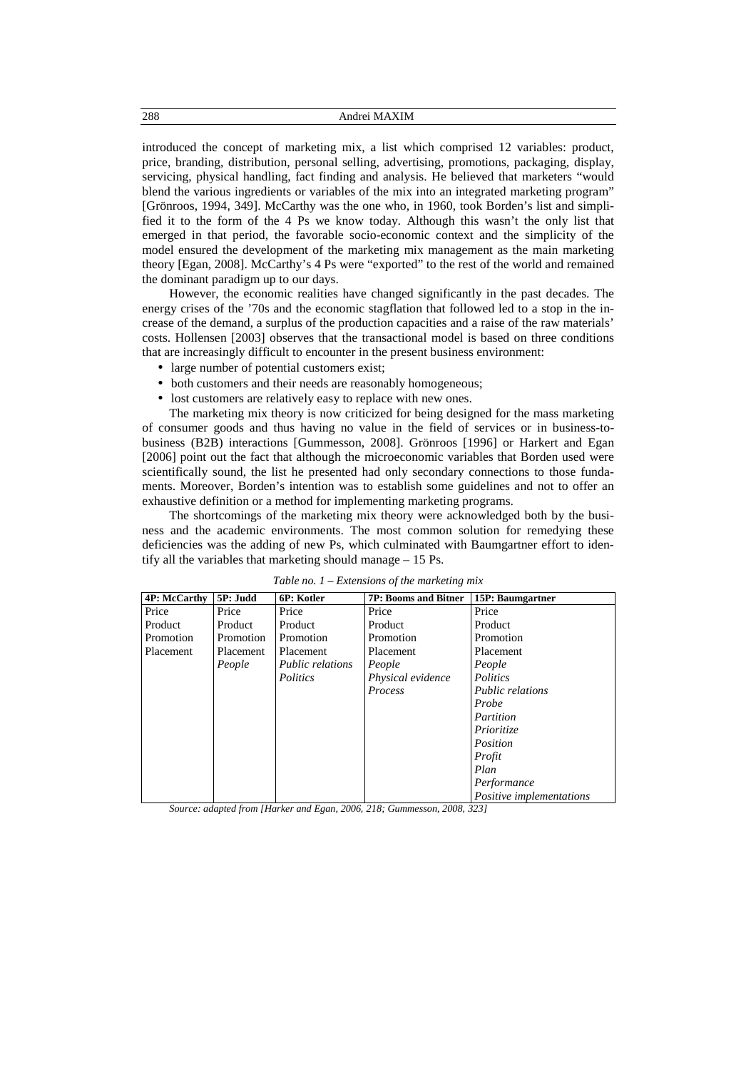introduced the concept of marketing mix, a list which comprised 12 variables: product, price, branding, distribution, personal selling, advertising, promotions, packaging, display, servicing, physical handling, fact finding and analysis. He believed that marketers "would blend the various ingredients or variables of the mix into an integrated marketing program" [Grönroos, 1994, 349]. McCarthy was the one who, in 1960, took Borden's list and simplified it to the form of the 4 Ps we know today. Although this wasn't the only list that emerged in that period, the favorable socio-economic context and the simplicity of the model ensured the development of the marketing mix management as the main marketing theory [Egan, 2008]. McCarthy's 4 Ps were "exported" to the rest of the world and remained the dominant paradigm up to our days.

However, the economic realities have changed significantly in the past decades. The energy crises of the '70s and the economic stagflation that followed led to a stop in the increase of the demand, a surplus of the production capacities and a raise of the raw materials' costs. Hollensen [2003] observes that the transactional model is based on three conditions that are increasingly difficult to encounter in the present business environment:

- large number of potential customers exist;
- both customers and their needs are reasonably homogeneous;
- lost customers are relatively easy to replace with new ones.

The marketing mix theory is now criticized for being designed for the mass marketing of consumer goods and thus having no value in the field of services or in business-to-business (B2B) interactions [Gummesson, 2008]. Grönroos [1996] or Harkert and Egan [2006] point out the fact that although the microeconomic variables that Borden used were scientifically sound, the list he presented had only secondary connections to those fundaments. Moreover, Borden's intention was to establish some guidelines and not to offer an exhaustive definition or a method for implementing marketing programs.

The shortcomings of the marketing mix theory were acknowledged both by the business and the academic environments. The most common solution for remedying these deficiencies was the adding of new Ps, which culminated with Baumgartner effort to identify all the variables that marketing should manage – 15 Ps.

*Table no. 1 – Extensions of the marketing mix*

| 4P: McCarthy | 5P: Judd | 6P: Kotler | 7P: Booms and Bitner | 15P: Baumgartner |
|---|---|---|---|---|
| Price | Price | Price | Price | Price |
| Product | Product | Product | Product | Product |
| Promotion | Promotion | Promotion | Promotion | Promotion |
| Placement | Placement | Placement | Placement | Placement |
| | *People* | *Public relations* | *People* | *People* |
| | | *Politics* | *Physical evidence* | *Politics* |
| | | | *Process* | *Public relations* |
| | | | | *Probe* |
| | | | | *Partition* |
| | | | | *Prioritize* |
| | | | | *Position* |
| | | | | *Profit* |
| | | | | *Plan* |
| | | | | *Performance* |
| | | | | *Positive implementations* |

*Source: adapted from [Harker and Egan, 2006, 218; Gummesson, 2008, 323]*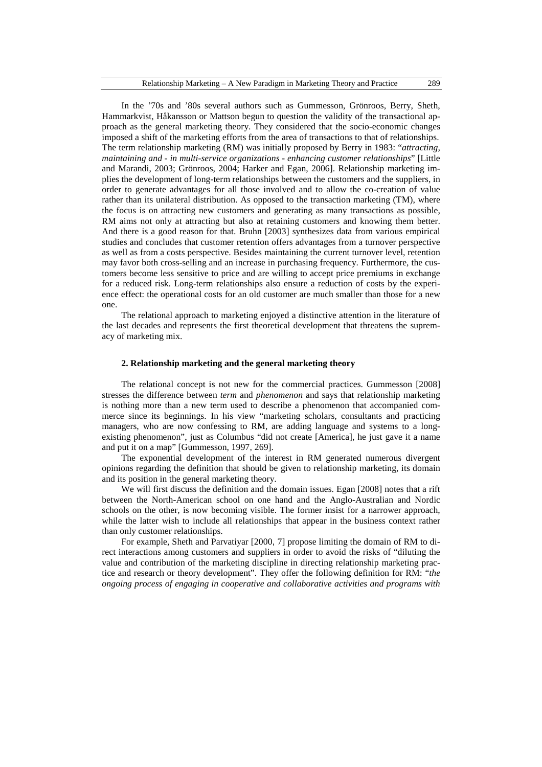In the '70s and '80s several authors such as Gummesson, Grönroos, Berry, Sheth, Hammarkvist, Håkansson or Mattson begun to question the validity of the transactional approach as the general marketing theory. They considered that the socio-economic changes imposed a shift of the marketing efforts from the area of transactions to that of relationships. The term relationship marketing (RM) was initially proposed by Berry in 1983: "*attracting, maintaining and - in multi-service organizations - enhancing customer relationships*" [Little and Marandi, 2003; Grönroos, 2004; Harker and Egan, 2006]. Relationship marketing implies the development of long-term relationships between the customers and the suppliers, in order to generate advantages for all those involved and to allow the co-creation of value rather than its unilateral distribution. As opposed to the transaction marketing (TM), where the focus is on attracting new customers and generating as many transactions as possible, RM aims not only at attracting but also at retaining customers and knowing them better. And there is a good reason for that. Bruhn [2003] synthesizes data from various empirical studies and concludes that customer retention offers advantages from a turnover perspective as well as from a costs perspective. Besides maintaining the current turnover level, retention may favor both cross-selling and an increase in purchasing frequency. Furthermore, the customers become less sensitive to price and are willing to accept price premiums in exchange for a reduced risk. Long-term relationships also ensure a reduction of costs by the experience effect: the operational costs for an old customer are much smaller than those for a new one.

The relational approach to marketing enjoyed a distinctive attention in the literature of the last decades and represents the first theoretical development that threatens the supremacy of marketing mix.

## 2. Relationship marketing and the general marketing theory

The relational concept is not new for the commercial practices. Gummesson [2008] stresses the difference between *term* and *phenomenon* and says that relationship marketing is nothing more than a new term used to describe a phenomenon that accompanied commerce since its beginnings. In his view "marketing scholars, consultants and practicing managers, who are now confessing to RM, are adding language and systems to a long-existing phenomenon", just as Columbus "did not create [America], he just gave it a name and put it on a map" [Gummesson, 1997, 269].

The exponential development of the interest in RM generated numerous divergent opinions regarding the definition that should be given to relationship marketing, its domain and its position in the general marketing theory.

We will first discuss the definition and the domain issues. Egan [2008] notes that a rift between the North-American school on one hand and the Anglo-Australian and Nordic schools on the other, is now becoming visible. The former insist for a narrower approach, while the latter wish to include all relationships that appear in the business context rather than only customer relationships.

For example, Sheth and Parvatiyar [2000, 7] propose limiting the domain of RM to direct interactions among customers and suppliers in order to avoid the risks of "diluting the value and contribution of the marketing discipline in directing relationship marketing practice and research or theory development". They offer the following definition for RM: "*the ongoing process of engaging in cooperative and collaborative activities and programs with*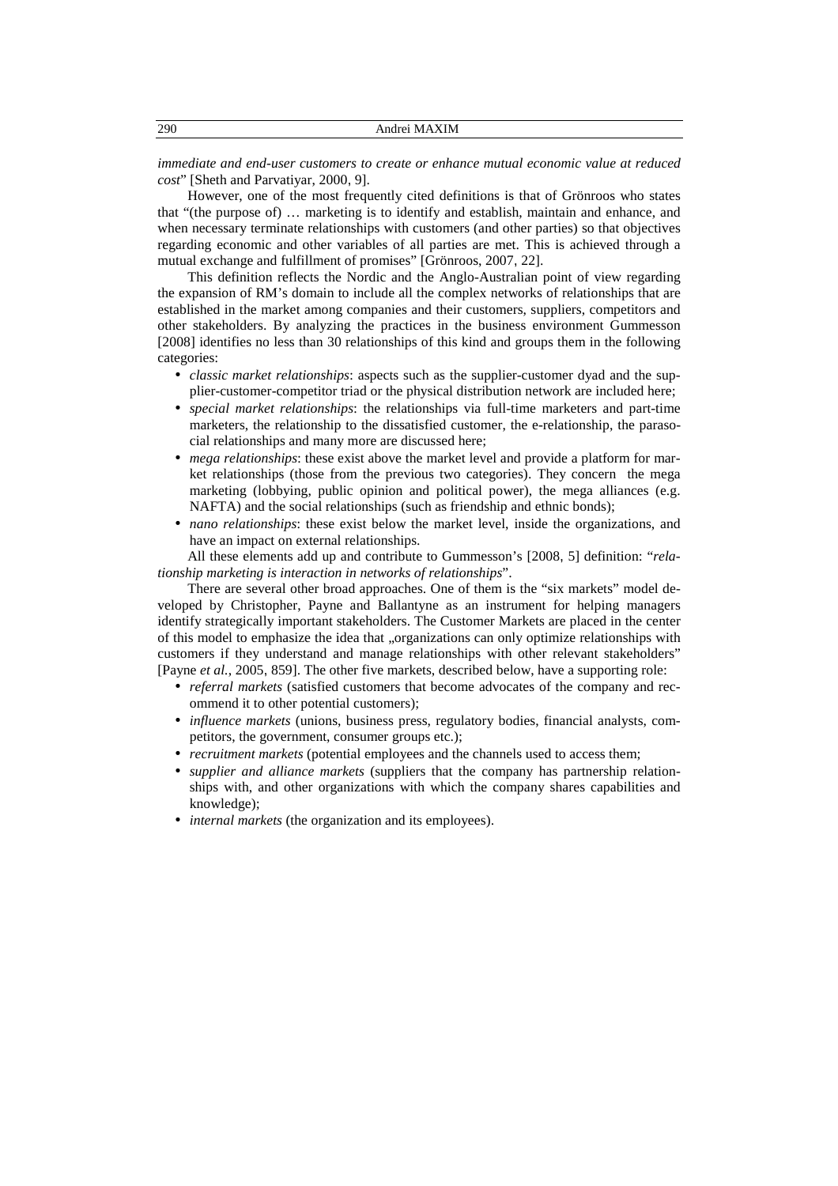*immediate and end-user customers to create or enhance mutual economic value at reduced cost*" [Sheth and Parvatiyar, 2000, 9].

However, one of the most frequently cited definitions is that of Grönroos who states that "(the purpose of) … marketing is to identify and establish, maintain and enhance, and when necessary terminate relationships with customers (and other parties) so that objectives regarding economic and other variables of all parties are met. This is achieved through a mutual exchange and fulfillment of promises" [Grönroos, 2007, 22].

This definition reflects the Nordic and the Anglo-Australian point of view regarding the expansion of RM's domain to include all the complex networks of relationships that are established in the market among companies and their customers, suppliers, competitors and other stakeholders. By analyzing the practices in the business environment Gummesson [2008] identifies no less than 30 relationships of this kind and groups them in the following categories:

- *classic market relationships*: aspects such as the supplier-customer dyad and the supplier-customer-competitor triad or the physical distribution network are included here;
- *special market relationships*: the relationships via full-time marketers and part-time marketers, the relationship to the dissatisfied customer, the e-relationship, the parasocial relationships and many more are discussed here;
- *mega relationships*: these exist above the market level and provide a platform for market relationships (those from the previous two categories). They concern the mega marketing (lobbying, public opinion and political power), the mega alliances (e.g. NAFTA) and the social relationships (such as friendship and ethnic bonds);
- *nano relationships*: these exist below the market level, inside the organizations, and have an impact on external relationships.

All these elements add up and contribute to Gummesson's [2008, 5] definition: "*relationship marketing is interaction in networks of relationships*".

There are several other broad approaches. One of them is the "six markets" model developed by Christopher, Payne and Ballantyne as an instrument for helping managers identify strategically important stakeholders. The Customer Markets are placed in the center of this model to emphasize the idea that „organizations can only optimize relationships with customers if they understand and manage relationships with other relevant stakeholders" [Payne *et al.*, 2005, 859]. The other five markets, described below, have a supporting role:

- *referral markets* (satisfied customers that become advocates of the company and recommend it to other potential customers);
- *influence markets* (unions, business press, regulatory bodies, financial analysts, competitors, the government, consumer groups etc.);
- *recruitment markets* (potential employees and the channels used to access them;
- *supplier and alliance markets* (suppliers that the company has partnership relationships with, and other organizations with which the company shares capabilities and knowledge);
- *internal markets* (the organization and its employees).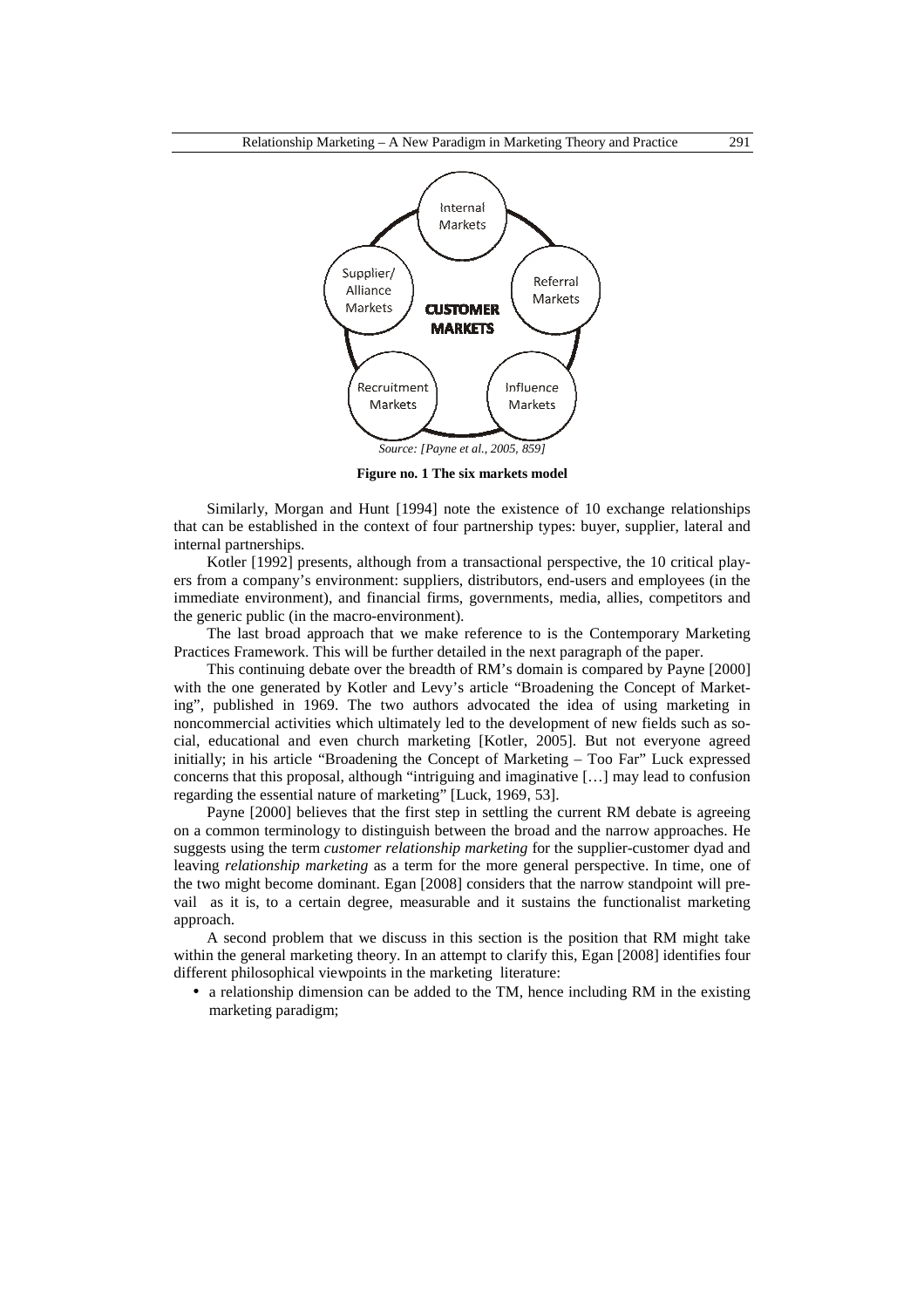Internal Markets

Referral Markets

Influence Markets

Recruitment Markets

Supplier/ Alliance Markets

**CUSTOMER MARKETS**

*Source: [Payne et al., 2005, 859]*

**Figure no. 1 The six markets model**

Similarly, Morgan and Hunt [1994] note the existence of 10 exchange relationships that can be established in the context of four partnership types: buyer, supplier, lateral and internal partnerships.

Kotler [1992] presents, although from a transactional perspective, the 10 critical players from a company's environment: suppliers, distributors, end-users and employees (in the immediate environment), and financial firms, governments, media, allies, competitors and the generic public (in the macro-environment).

The last broad approach that we make reference to is the Contemporary Marketing Practices Framework. This will be further detailed in the next paragraph of the paper.

This continuing debate over the breadth of RM's domain is compared by Payne [2000] with the one generated by Kotler and Levy's article "Broadening the Concept of Marketing", published in 1969. The two authors advocated the idea of using marketing in noncommercial activities which ultimately led to the development of new fields such as social, educational and even church marketing [Kotler, 2005]. But not everyone agreed initially; in his article "Broadening the Concept of Marketing – Too Far" Luck expressed concerns that this proposal, although "intriguing and imaginative […] may lead to confusion regarding the essential nature of marketing" [Luck, 1969, 53].

Payne [2000] believes that the first step in settling the current RM debate is agreeing on a common terminology to distinguish between the broad and the narrow approaches. He suggests using the term *customer relationship marketing* for the supplier-customer dyad and leaving *relationship marketing* as a term for the more general perspective. In time, one of the two might become dominant. Egan [2008] considers that the narrow standpoint will prevail as it is, to a certain degree, measurable and it sustains the functionalist marketing approach.

A second problem that we discuss in this section is the position that RM might take within the general marketing theory. In an attempt to clarify this, Egan [2008] identifies four different philosophical viewpoints in the marketing literature:

- a relationship dimension can be added to the TM, hence including RM in the existing marketing paradigm;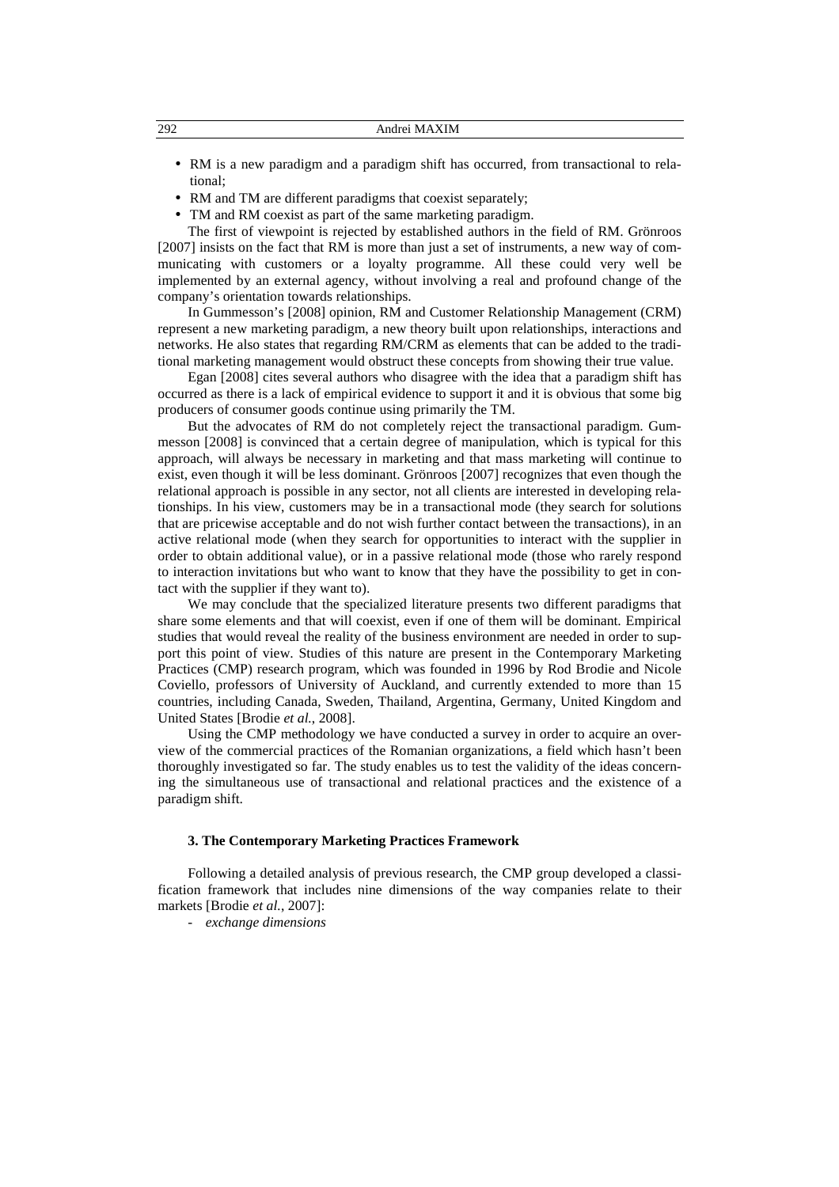- RM is a new paradigm and a paradigm shift has occurred, from transactional to relational;
- RM and TM are different paradigms that coexist separately;
- TM and RM coexist as part of the same marketing paradigm.

The first of viewpoint is rejected by established authors in the field of RM. Grönroos [2007] insists on the fact that RM is more than just a set of instruments, a new way of communicating with customers or a loyalty programme. All these could very well be implemented by an external agency, without involving a real and profound change of the company's orientation towards relationships.

In Gummesson's [2008] opinion, RM and Customer Relationship Management (CRM) represent a new marketing paradigm, a new theory built upon relationships, interactions and networks. He also states that regarding RM/CRM as elements that can be added to the traditional marketing management would obstruct these concepts from showing their true value.

Egan [2008] cites several authors who disagree with the idea that a paradigm shift has occurred as there is a lack of empirical evidence to support it and it is obvious that some big producers of consumer goods continue using primarily the TM.

But the advocates of RM do not completely reject the transactional paradigm. Gummesson [2008] is convinced that a certain degree of manipulation, which is typical for this approach, will always be necessary in marketing and that mass marketing will continue to exist, even though it will be less dominant. Grönroos [2007] recognizes that even though the relational approach is possible in any sector, not all clients are interested in developing relationships. In his view, customers may be in a transactional mode (they search for solutions that are pricewise acceptable and do not wish further contact between the transactions), in an active relational mode (when they search for opportunities to interact with the supplier in order to obtain additional value), or in a passive relational mode (those who rarely respond to interaction invitations but who want to know that they have the possibility to get in contact with the supplier if they want to).

We may conclude that the specialized literature presents two different paradigms that share some elements and that will coexist, even if one of them will be dominant. Empirical studies that would reveal the reality of the business environment are needed in order to support this point of view. Studies of this nature are present in the Contemporary Marketing Practices (CMP) research program, which was founded in 1996 by Rod Brodie and Nicole Coviello, professors of University of Auckland, and currently extended to more than 15 countries, including Canada, Sweden, Thailand, Argentina, Germany, United Kingdom and United States [Brodie *et al.*, 2008].

Using the CMP methodology we have conducted a survey in order to acquire an overview of the commercial practices of the Romanian organizations, a field which hasn't been thoroughly investigated so far. The study enables us to test the validity of the ideas concerning the simultaneous use of transactional and relational practices and the existence of a paradigm shift.

### 3. The Contemporary Marketing Practices Framework

Following a detailed analysis of previous research, the CMP group developed a classification framework that includes nine dimensions of the way companies relate to their markets [Brodie *et al.*, 2007]:

- *exchange dimensions*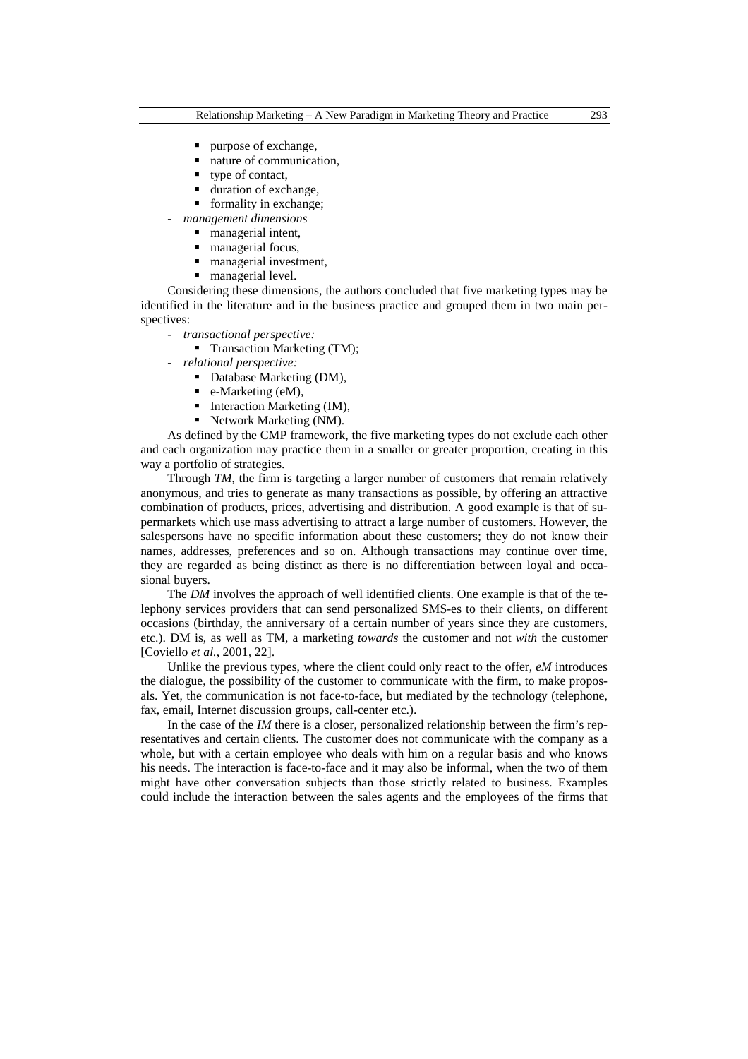- purpose of exchange,
  - nature of communication,
  - type of contact,
  - duration of exchange,
  - formality in exchange;
- *management dimensions*
  - managerial intent,
  - managerial focus,
  - managerial investment,
  - managerial level.

Considering these dimensions, the authors concluded that five marketing types may be identified in the literature and in the business practice and grouped them in two main perspectives:

- *transactional perspective:*
  - Transaction Marketing (TM);
- *relational perspective:*
  - Database Marketing (DM),
  - e-Marketing (eM),
  - Interaction Marketing (IM),
  - Network Marketing (NM).

As defined by the CMP framework, the five marketing types do not exclude each other and each organization may practice them in a smaller or greater proportion, creating in this way a portfolio of strategies.

Through *TM*, the firm is targeting a larger number of customers that remain relatively anonymous, and tries to generate as many transactions as possible, by offering an attractive combination of products, prices, advertising and distribution. A good example is that of supermarkets which use mass advertising to attract a large number of customers. However, the salespersons have no specific information about these customers; they do not know their names, addresses, preferences and so on. Although transactions may continue over time, they are regarded as being distinct as there is no differentiation between loyal and occasional buyers.

The *DM* involves the approach of well identified clients. One example is that of the telephony services providers that can send personalized SMS-es to their clients, on different occasions (birthday, the anniversary of a certain number of years since they are customers, etc.). DM is, as well as TM, a marketing *towards* the customer and not *with* the customer [Coviello *et al.*, 2001, 22].

Unlike the previous types, where the client could only react to the offer, *eM* introduces the dialogue, the possibility of the customer to communicate with the firm, to make proposals. Yet, the communication is not face-to-face, but mediated by the technology (telephone, fax, email, Internet discussion groups, call-center etc.).

In the case of the *IM* there is a closer, personalized relationship between the firm's representatives and certain clients. The customer does not communicate with the company as a whole, but with a certain employee who deals with him on a regular basis and who knows his needs. The interaction is face-to-face and it may also be informal, when the two of them might have other conversation subjects than those strictly related to business. Examples could include the interaction between the sales agents and the employees of the firms that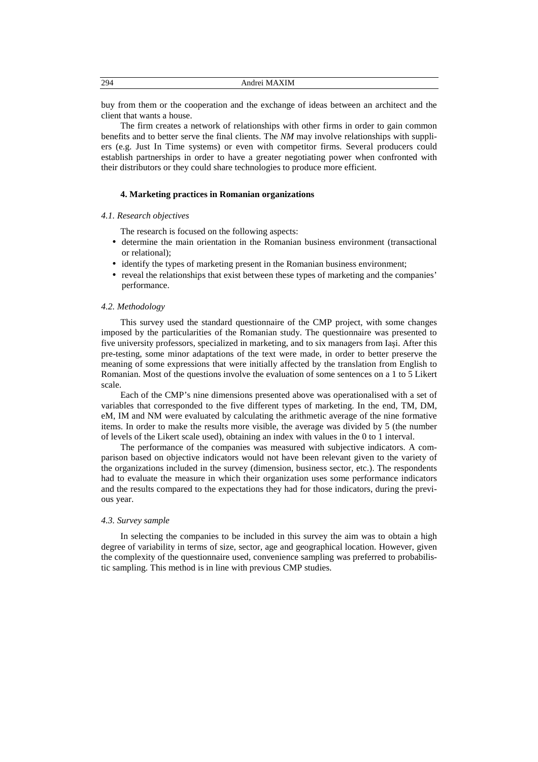buy from them or the cooperation and the exchange of ideas between an architect and the client that wants a house.

The firm creates a network of relationships with other firms in order to gain common benefits and to better serve the final clients. The *NM* may involve relationships with suppliers (e.g. Just In Time systems) or even with competitor firms. Several producers could establish partnerships in order to have a greater negotiating power when confronted with their distributors or they could share technologies to produce more efficient.

### 4. Marketing practices in Romanian organizations

#### *4.1. Research objectives*

The research is focused on the following aspects:

- determine the main orientation in the Romanian business environment (transactional or relational);
- identify the types of marketing present in the Romanian business environment;
- reveal the relationships that exist between these types of marketing and the companies' performance.

#### *4.2. Methodology*

This survey used the standard questionnaire of the CMP project, with some changes imposed by the particularities of the Romanian study. The questionnaire was presented to five university professors, specialized in marketing, and to six managers from Iași. After this pre-testing, some minor adaptations of the text were made, in order to better preserve the meaning of some expressions that were initially affected by the translation from English to Romanian. Most of the questions involve the evaluation of some sentences on a 1 to 5 Likert scale.

Each of the CMP's nine dimensions presented above was operationalised with a set of variables that corresponded to the five different types of marketing. In the end, TM, DM, eM, IM and NM were evaluated by calculating the arithmetic average of the nine formative items. In order to make the results more visible, the average was divided by 5 (the number of levels of the Likert scale used), obtaining an index with values in the 0 to 1 interval.

The performance of the companies was measured with subjective indicators. A comparison based on objective indicators would not have been relevant given to the variety of the organizations included in the survey (dimension, business sector, etc.). The respondents had to evaluate the measure in which their organization uses some performance indicators and the results compared to the expectations they had for those indicators, during the previous year.

#### *4.3. Survey sample*

In selecting the companies to be included in this survey the aim was to obtain a high degree of variability in terms of size, sector, age and geographical location. However, given the complexity of the questionnaire used, convenience sampling was preferred to probabilistic sampling. This method is in line with previous CMP studies.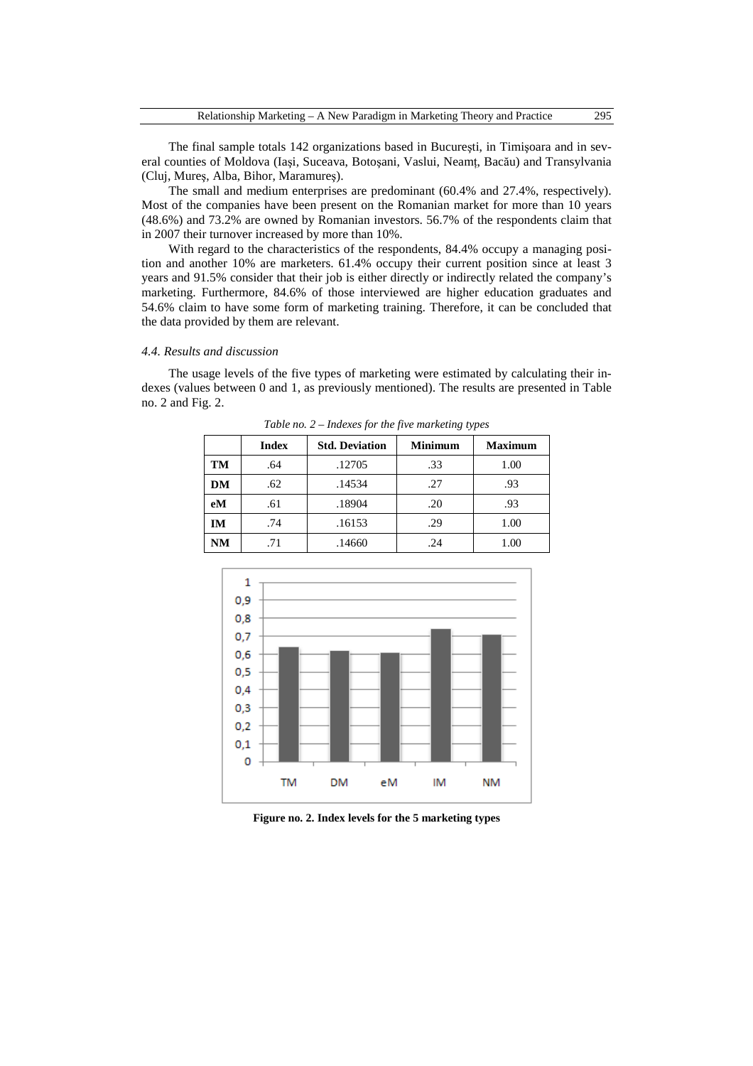The final sample totals 142 organizations based in Bucureşti, in Timişoara and in several counties of Moldova (Iaşi, Suceava, Botoşani, Vaslui, Neamț, Bacău) and Transylvania (Cluj, Mureş, Alba, Bihor, Maramureş).

The small and medium enterprises are predominant (60.4% and 27.4%, respectively). Most of the companies have been present on the Romanian market for more than 10 years (48.6%) and 73.2% are owned by Romanian investors. 56.7% of the respondents claim that in 2007 their turnover increased by more than 10%.

With regard to the characteristics of the respondents, 84.4% occupy a managing position and another 10% are marketers. 61.4% occupy their current position since at least 3 years and 91.5% consider that their job is either directly or indirectly related the company's marketing. Furthermore, 84.6% of those interviewed are higher education graduates and 54.6% claim to have some form of marketing training. Therefore, it can be concluded that the data provided by them are relevant.

### *4.4. Results and discussion*

The usage levels of the five types of marketing were estimated by calculating their indexes (values between 0 and 1, as previously mentioned). The results are presented in Table no. 2 and Fig. 2.

*Table no. 2 – Indexes for the five marketing types*

| | Index | Std. Deviation | Minimum | Maximum |
|---|---|---|---|---|
| **TM** | .64 | .12705 | .33 | 1.00 |
| **DM** | .62 | .14534 | .27 | .93 |
| **eM** | .61 | .18904 | .20 | .93 |
| **IM** | .74 | .16153 | .29 | 1.00 |
| **NM** | .71 | .14660 | .24 | 1.00 |

**Figure no. 2. Index levels for the 5 marketing types**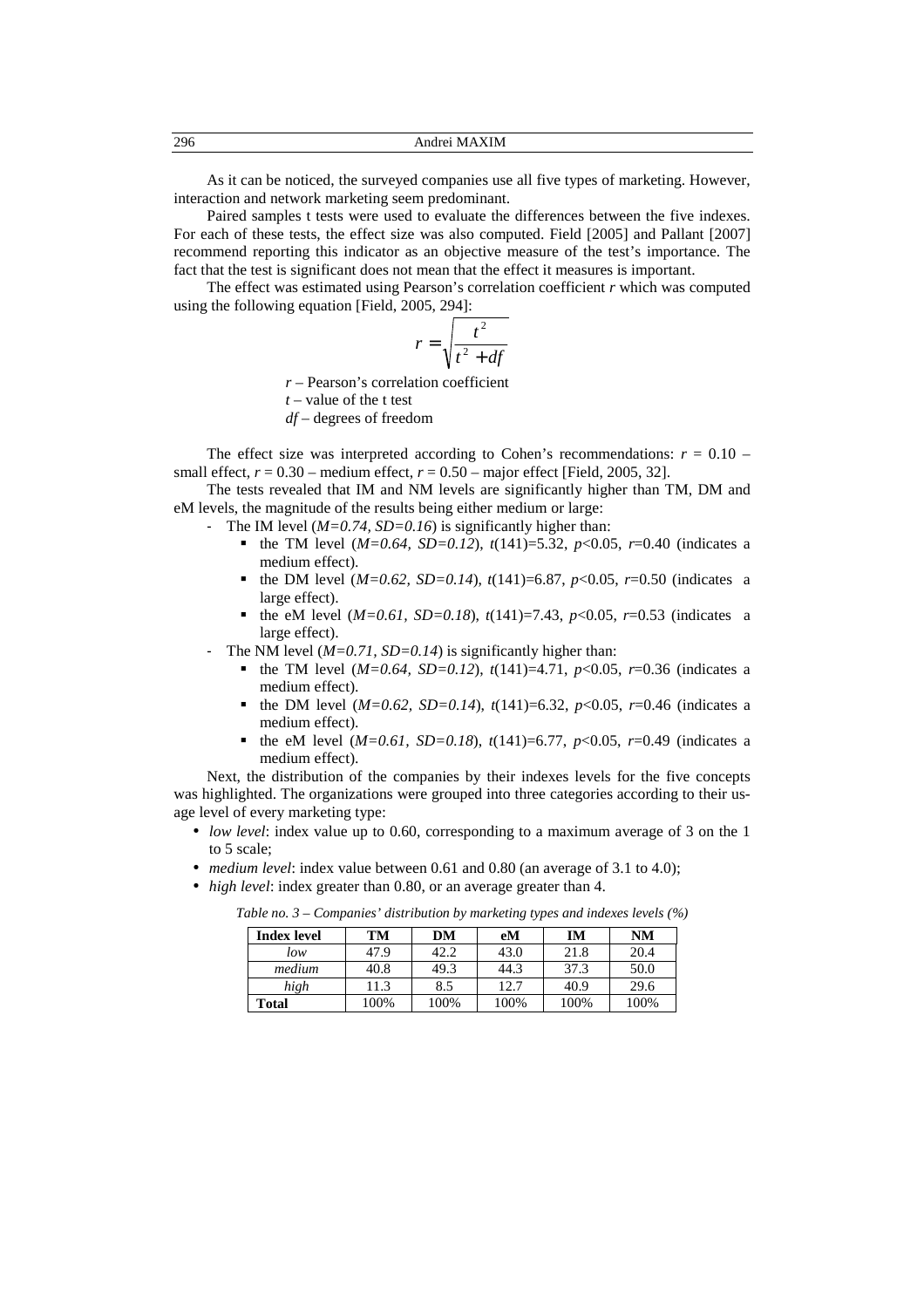As it can be noticed, the surveyed companies use all five types of marketing. However, interaction and network marketing seem predominant.

Paired samples t tests were used to evaluate the differences between the five indexes. For each of these tests, the effect size was also computed. Field [2005] and Pallant [2007] recommend reporting this indicator as an objective measure of the test's importance. The fact that the test is significant does not mean that the effect it measures is important.

The effect was estimated using Pearson's correlation coefficient *r* which was computed using the following equation [Field, 2005, 294]:

$$r = \sqrt{\frac{t^2}{t^2 + df}}$$

*r* – Pearson's correlation coefficient
*t* – value of the t test
*df* – degrees of freedom

The effect size was interpreted according to Cohen's recommendations: $r = 0.10$ – small effect, $r = 0.30$ – medium effect, $r = 0.50$ – major effect [Field, 2005, 32].

The tests revealed that IM and NM levels are significantly higher than TM, DM and eM levels, the magnitude of the results being either medium or large:

- The IM level (*M=0.74, SD=0.16*) is significantly higher than:
  - the TM level (*M=0.64, SD=0.12*), $t(141)=5.32$, $p<0.05$, $r=0.40$ (indicates a medium effect).
  - the DM level (*M=0.62, SD=0.14*), $t(141)=6.87$, $p<0.05$, $r=0.50$ (indicates a large effect).
  - the eM level (*M=0.61, SD=0.18*), $t(141)=7.43$, $p<0.05$, $r=0.53$ (indicates a large effect).
- The NM level (*M=0.71, SD=0.14*) is significantly higher than:
  - the TM level (*M=0.64, SD=0.12*), $t(141)=4.71$, $p<0.05$, $r=0.36$ (indicates a medium effect).
  - the DM level (*M=0.62, SD=0.14*), $t(141)=6.32$, $p<0.05$, $r=0.46$ (indicates a medium effect).
  - the eM level (*M=0.61, SD=0.18*), $t(141)=6.77$, $p<0.05$, $r=0.49$ (indicates a medium effect).

Next, the distribution of the companies by their indexes levels for the five concepts was highlighted. The organizations were grouped into three categories according to their usage level of every marketing type:

- *low level*: index value up to 0.60, corresponding to a maximum average of 3 on the 1 to 5 scale;
- *medium level*: index value between 0.61 and 0.80 (an average of 3.1 to 4.0);
- *high level*: index greater than 0.80, or an average greater than 4.

*Table no. 3 – Companies' distribution by marketing types and indexes levels (%)*

| Index level | TM | DM | eM | IM | NM |
|---|---|---|---|---|---|
| *low* | 47.9 | 42.2 | 43.0 | 21.8 | 20.4 |
| *medium* | 40.8 | 49.3 | 44.3 | 37.3 | 50.0 |
| *high* | 11.3 | 8.5 | 12.7 | 40.9 | 29.6 |
| **Total** | 100% | 100% | 100% | 100% | 100% |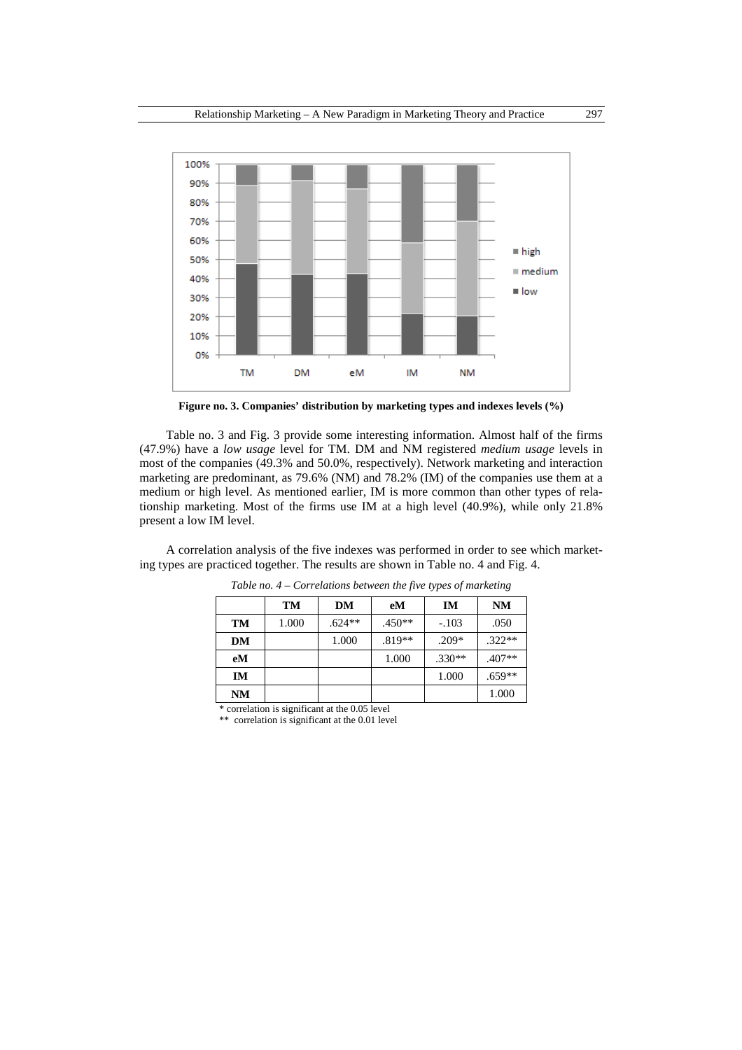**Figure no. 3. Companies' distribution by marketing types and indexes levels (%)**

Table no. 3 and Fig. 3 provide some interesting information. Almost half of the firms (47.9%) have a *low usage* level for TM. DM and NM registered *medium usage* levels in most of the companies (49.3% and 50.0%, respectively). Network marketing and interaction marketing are predominant, as 79.6% (NM) and 78.2% (IM) of the companies use them at a medium or high level. As mentioned earlier, IM is more common than other types of relationship marketing. Most of the firms use IM at a high level (40.9%), while only 21.8% present a low IM level.

A correlation analysis of the five indexes was performed in order to see which marketing types are practiced together. The results are shown in Table no. 4 and Fig. 4.

*Table no. 4 – Correlations between the five types of marketing*

| | TM | DM | eM | IM | NM |
|---|---|---|---|---|---|
| **TM** | 1.000 | .624** | .450** | -.103 | .050 |
| **DM** | | 1.000 | .819** | .209* | .322** |
| **eM** | | | 1.000 | .330** | .407** |
| **IM** | | | | 1.000 | .659** |
| **NM** | | | | | 1.000 |

\* correlation is significant at the 0.05 level

\** correlation is significant at the 0.01 level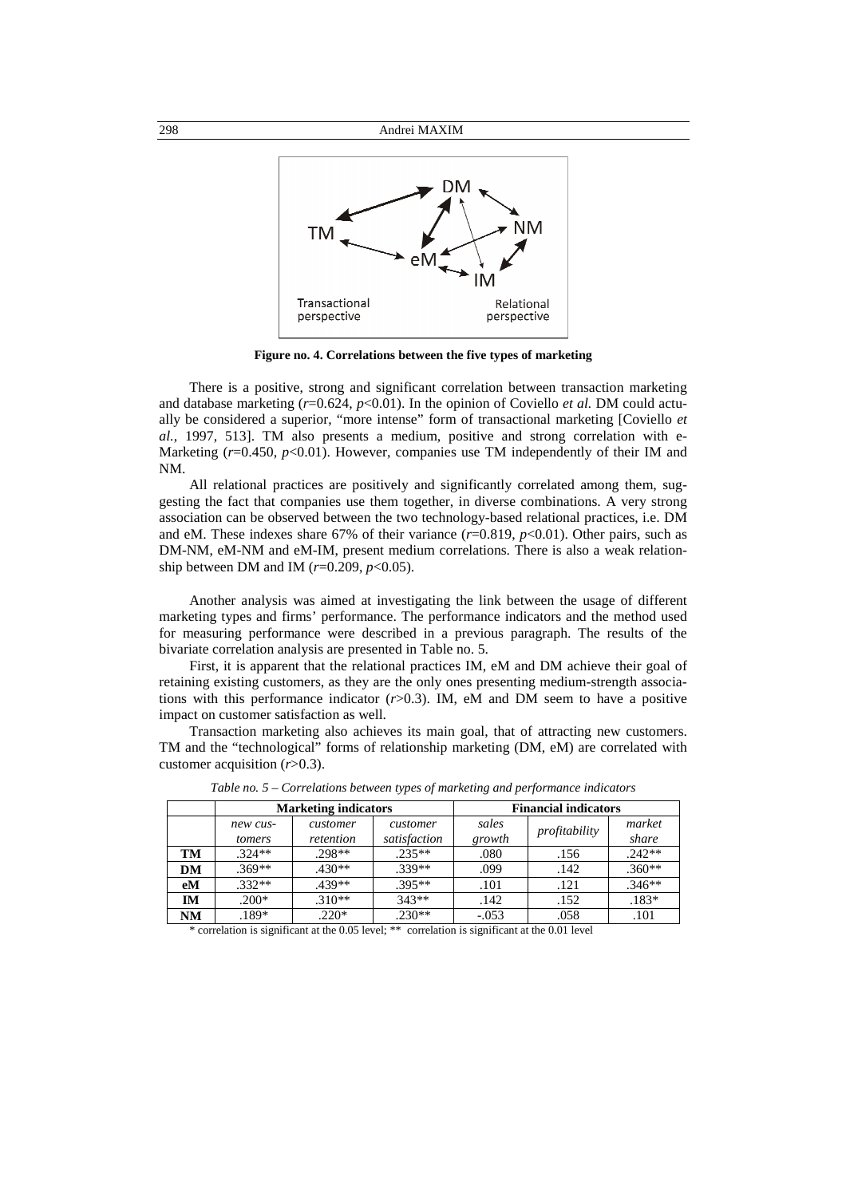**Figure no. 4. Correlations between the five types of marketing**

There is a positive, strong and significant correlation between transaction marketing and database marketing ($r$=0.624, $p$<0.01). In the opinion of Coviello *et al.* DM could actually be considered a superior, "more intense" form of transactional marketing [Coviello *et al.*, 1997, 513]. TM also presents a medium, positive and strong correlation with e-Marketing ($r$=0.450, $p$<0.01). However, companies use TM independently of their IM and NM.

All relational practices are positively and significantly correlated among them, suggesting the fact that companies use them together, in diverse combinations. A very strong association can be observed between the two technology-based relational practices, i.e. DM and eM. These indexes share 67% of their variance ($r$=0.819, $p$<0.01). Other pairs, such as DM-NM, eM-NM and eM-IM, present medium correlations. There is also a weak relationship between DM and IM ($r$=0.209, $p$<0.05).

Another analysis was aimed at investigating the link between the usage of different marketing types and firms' performance. The performance indicators and the method used for measuring performance were described in a previous paragraph. The results of the bivariate correlation analysis are presented in Table no. 5.

First, it is apparent that the relational practices IM, eM and DM achieve their goal of retaining existing customers, as they are the only ones presenting medium-strength associations with this performance indicator ($r$>0.3). IM, eM and DM seem to have a positive impact on customer satisfaction as well.

Transaction marketing also achieves its main goal, that of attracting new customers. TM and the "technological" forms of relationship marketing (DM, eM) are correlated with customer acquisition ($r$>0.3).

*Table no. 5 – Correlations between types of marketing and performance indicators*

| | Marketing indicators | | | Financial indicators | | |
|---|---|---|---|---|---|---|
| | *new customers* | *customer retention* | *customer satisfaction* | *sales growth* | *profitability* | *market share* |
| **TM** | .324** | .298** | .235** | .080 | .156 | .242** |
| **DM** | .369** | .430** | .339** | .099 | .142 | .360** |
| **eM** | .332** | .439** | .395** | .101 | .121 | .346** |
| **IM** | .200* | .310** | 343** | .142 | .152 | .183* |
| **NM** | .189* | .220* | .230** | -.053 | .058 | .101 |

* correlation is significant at the 0.05 level; ** correlation is significant at the 0.01 level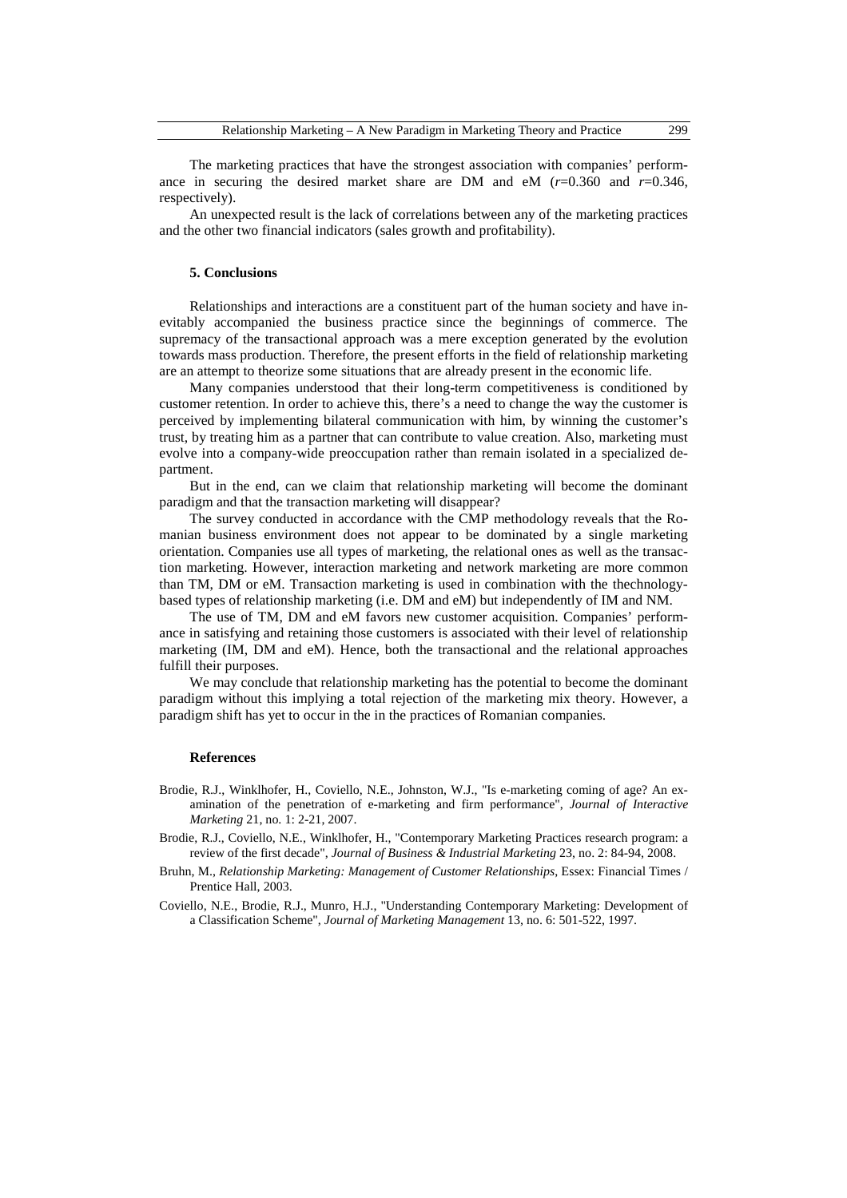The marketing practices that have the strongest association with companies' performance in securing the desired market share are DM and eM ($r$=0.360 and $r$=0.346, respectively).

An unexpected result is the lack of correlations between any of the marketing practices and the other two financial indicators (sales growth and profitability).

### 5. Conclusions

Relationships and interactions are a constituent part of the human society and have inevitably accompanied the business practice since the beginnings of commerce. The supremacy of the transactional approach was a mere exception generated by the evolution towards mass production. Therefore, the present efforts in the field of relationship marketing are an attempt to theorize some situations that are already present in the economic life.

Many companies understood that their long-term competitiveness is conditioned by customer retention. In order to achieve this, there's a need to change the way the customer is perceived by implementing bilateral communication with him, by winning the customer's trust, by treating him as a partner that can contribute to value creation. Also, marketing must evolve into a company-wide preoccupation rather than remain isolated in a specialized department.

But in the end, can we claim that relationship marketing will become the dominant paradigm and that the transaction marketing will disappear?

The survey conducted in accordance with the CMP methodology reveals that the Romanian business environment does not appear to be dominated by a single marketing orientation. Companies use all types of marketing, the relational ones as well as the transaction marketing. However, interaction marketing and network marketing are more common than TM, DM or eM. Transaction marketing is used in combination with the thechnology-based types of relationship marketing (i.e. DM and eM) but independently of IM and NM.

The use of TM, DM and eM favors new customer acquisition. Companies' performance in satisfying and retaining those customers is associated with their level of relationship marketing (IM, DM and eM). Hence, both the transactional and the relational approaches fulfill their purposes.

We may conclude that relationship marketing has the potential to become the dominant paradigm without this implying a total rejection of the marketing mix theory. However, a paradigm shift has yet to occur in the in the practices of Romanian companies.

### References

Brodie, R.J., Winklhofer, H., Coviello, N.E., Johnston, W.J., "Is e-marketing coming of age? An examination of the penetration of e-marketing and firm performance", *Journal of Interactive Marketing* 21, no. 1: 2-21, 2007.

Brodie, R.J., Coviello, N.E., Winklhofer, H., "Contemporary Marketing Practices research program: a review of the first decade", *Journal of Business & Industrial Marketing* 23, no. 2: 84-94, 2008.

Bruhn, M., *Relationship Marketing: Management of Customer Relationships*, Essex: Financial Times / Prentice Hall, 2003.

Coviello, N.E., Brodie, R.J., Munro, H.J., "Understanding Contemporary Marketing: Development of a Classification Scheme", *Journal of Marketing Management* 13, no. 6: 501-522, 1997.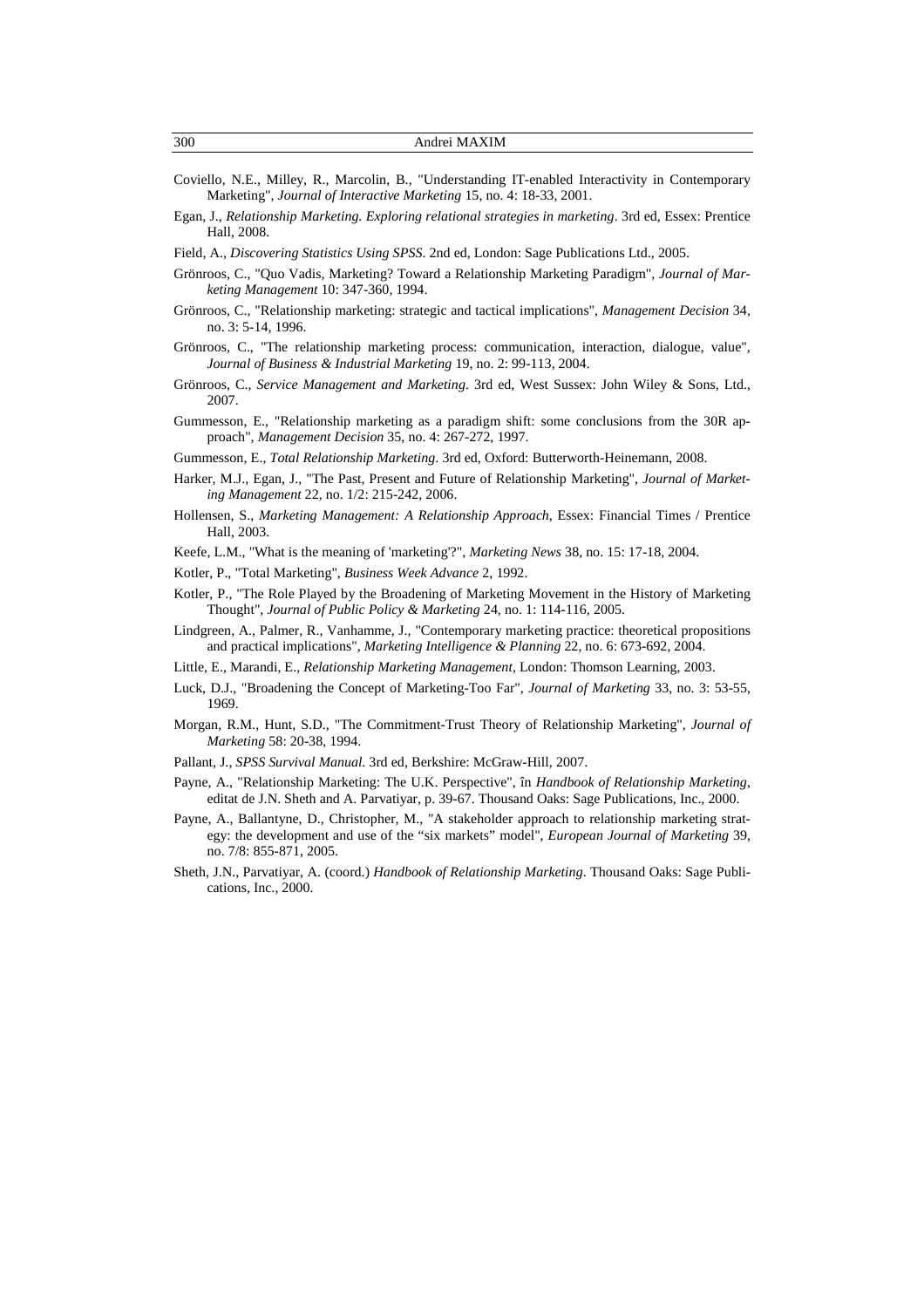Coviello, N.E., Milley, R., Marcolin, B., "Understanding IT-enabled Interactivity in Contemporary Marketing", *Journal of Interactive Marketing* 15, no. 4: 18-33, 2001.

Egan, J., *Relationship Marketing. Exploring relational strategies in marketing*. 3rd ed, Essex: Prentice Hall, 2008.

Field, A., *Discovering Statistics Using SPSS*. 2nd ed, London: Sage Publications Ltd., 2005.

Grönroos, C., "Quo Vadis, Marketing? Toward a Relationship Marketing Paradigm", *Journal of Marketing Management* 10: 347-360, 1994.

Grönroos, C., "Relationship marketing: strategic and tactical implications", *Management Decision* 34, no. 3: 5-14, 1996.

Grönroos, C., "The relationship marketing process: communication, interaction, dialogue, value", *Journal of Business & Industrial Marketing* 19, no. 2: 99-113, 2004.

Grönroos, C., *Service Management and Marketing*. 3rd ed, West Sussex: John Wiley & Sons, Ltd., 2007.

Gummesson, E., "Relationship marketing as a paradigm shift: some conclusions from the 30R approach", *Management Decision* 35, no. 4: 267-272, 1997.

Gummesson, E., *Total Relationship Marketing*. 3rd ed, Oxford: Butterworth-Heinemann, 2008.

Harker, M.J., Egan, J., "The Past, Present and Future of Relationship Marketing", *Journal of Marketing Management* 22, no. 1/2: 215-242, 2006.

Hollensen, S., *Marketing Management: A Relationship Approach*, Essex: Financial Times / Prentice Hall, 2003.

Keefe, L.M., "What is the meaning of 'marketing'?", *Marketing News* 38, no. 15: 17-18, 2004.

Kotler, P., "Total Marketing", *Business Week Advance* 2, 1992.

Kotler, P., "The Role Played by the Broadening of Marketing Movement in the History of Marketing Thought", *Journal of Public Policy & Marketing* 24, no. 1: 114-116, 2005.

Lindgreen, A., Palmer, R., Vanhamme, J., "Contemporary marketing practice: theoretical propositions and practical implications", *Marketing Intelligence & Planning* 22, no. 6: 673-692, 2004.

Little, E., Marandi, E., *Relationship Marketing Management*, London: Thomson Learning, 2003.

Luck, D.J., "Broadening the Concept of Marketing-Too Far", *Journal of Marketing* 33, no. 3: 53-55, 1969.

Morgan, R.M., Hunt, S.D., "The Commitment-Trust Theory of Relationship Marketing", *Journal of Marketing* 58: 20-38, 1994.

Pallant, J., *SPSS Survival Manual*. 3rd ed, Berkshire: McGraw-Hill, 2007.

Payne, A., "Relationship Marketing: The U.K. Perspective", în *Handbook of Relationship Marketing*, editat de J.N. Sheth and A. Parvatiyar, p. 39-67. Thousand Oaks: Sage Publications, Inc., 2000.

Payne, A., Ballantyne, D., Christopher, M., "A stakeholder approach to relationship marketing strategy: the development and use of the "six markets" model", *European Journal of Marketing* 39, no. 7/8: 855-871, 2005.

Sheth, J.N., Parvatiyar, A. (coord.) *Handbook of Relationship Marketing*. Thousand Oaks: Sage Publications, Inc., 2000.